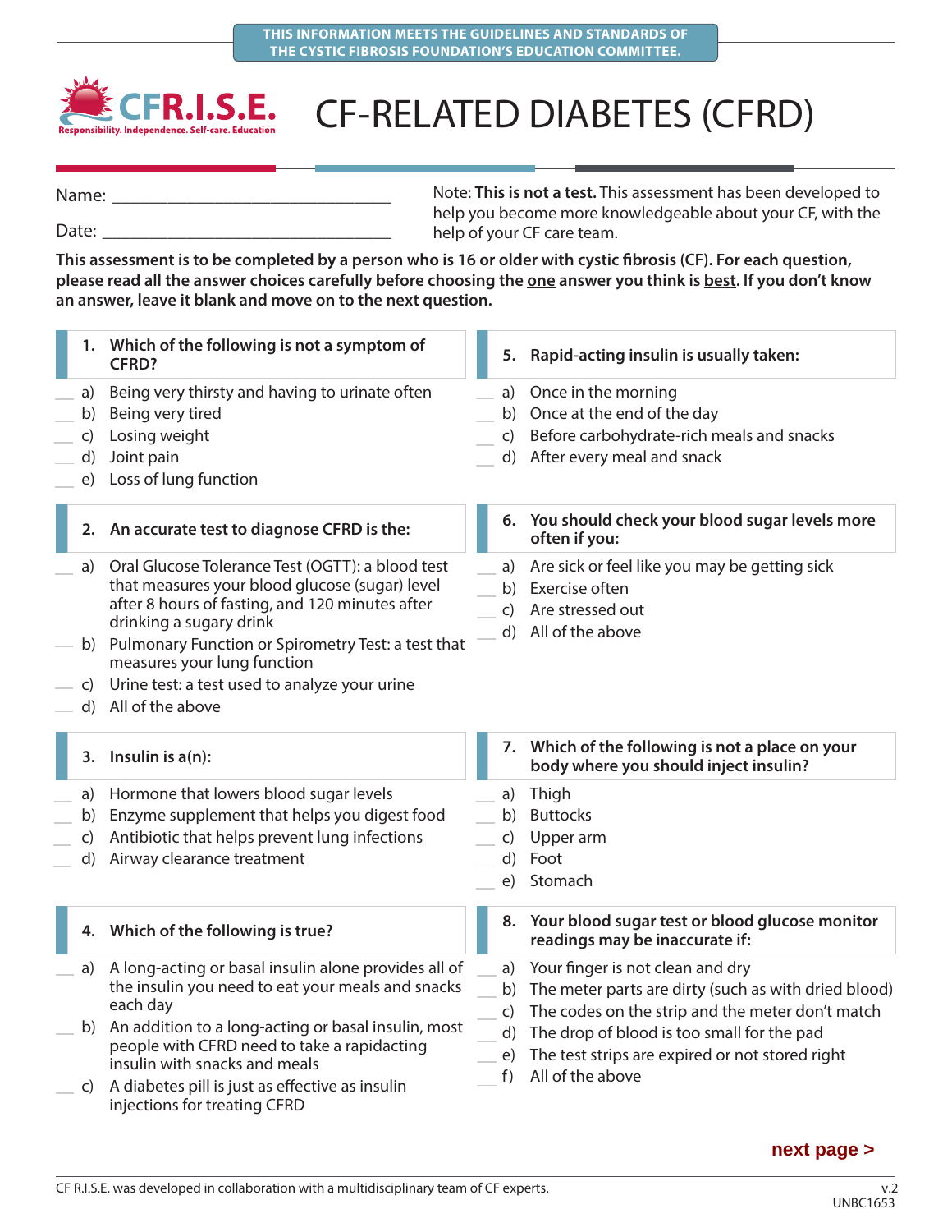THIS INFORMATION MEETS THE GUIDELINES AND STANDARDS OF THE CYSTIC FIBROSIS FOUNDATION'S EDUCATION COMMITTEE.

**CFR.I.S.E.**
Responsibility. Independence. Self-care. Education

# CF-RELATED DIABETES (CFRD)

Name: ______________________________

Date: ______________________________

Note: **This is not a test.** This assessment has been developed to help you become more knowledgeable about your CF, with the help of your CF care team.

**This assessment is to be completed by a person who is 16 or older with cystic fibrosis (CF). For each question, please read all the answer choices carefully before choosing the one answer you think is best. If you don't know an answer, leave it blank and move on to the next question.**

**1. Which of the following is not a symptom of CFRD?**

- __ a) Being very thirsty and having to urinate often
- __ b) Being very tired
- __ c) Losing weight
- __ d) Joint pain
- __ e) Loss of lung function

**2. An accurate test to diagnose CFRD is the:**

- __ a) Oral Glucose Tolerance Test (OGTT): a blood test that measures your blood glucose (sugar) level after 8 hours of fasting, and 120 minutes after drinking a sugary drink
- __ b) Pulmonary Function or Spirometry Test: a test that measures your lung function
- __ c) Urine test: a test used to analyze your urine
- __ d) All of the above

**3. Insulin is a(n):**

- __ a) Hormone that lowers blood sugar levels
- __ b) Enzyme supplement that helps you digest food
- __ c) Antibiotic that helps prevent lung infections
- __ d) Airway clearance treatment

**4. Which of the following is true?**

- __ a) A long-acting or basal insulin alone provides all of the insulin you need to eat your meals and snacks each day
- __ b) An addition to a long-acting or basal insulin, most people with CFRD need to take a rapidacting insulin with snacks and meals
- __ c) A diabetes pill is just as effective as insulin injections for treating CFRD

**5. Rapid-acting insulin is usually taken:**

- __ a) Once in the morning
- __ b) Once at the end of the day
- __ c) Before carbohydrate-rich meals and snacks
- __ d) After every meal and snack

**6. You should check your blood sugar levels more often if you:**

- __ a) Are sick or feel like you may be getting sick
- __ b) Exercise often
- __ c) Are stressed out
- __ d) All of the above

**7. Which of the following is not a place on your body where you should inject insulin?**

- __ a) Thigh
- __ b) Buttocks
- __ c) Upper arm
- __ d) Foot
- __ e) Stomach

**8. Your blood sugar test or blood glucose monitor readings may be inaccurate if:**

- __ a) Your finger is not clean and dry
- __ b) The meter parts are dirty (such as with dried blood)
- __ c) The codes on the strip and the meter don't match
- __ d) The drop of blood is too small for the pad
- __ e) The test strips are expired or not stored right
- __ f) All of the above

**next page >**

CF R.I.S.E. was developed in collaboration with a multidisciplinary team of CF experts.

v.2
UNBC1653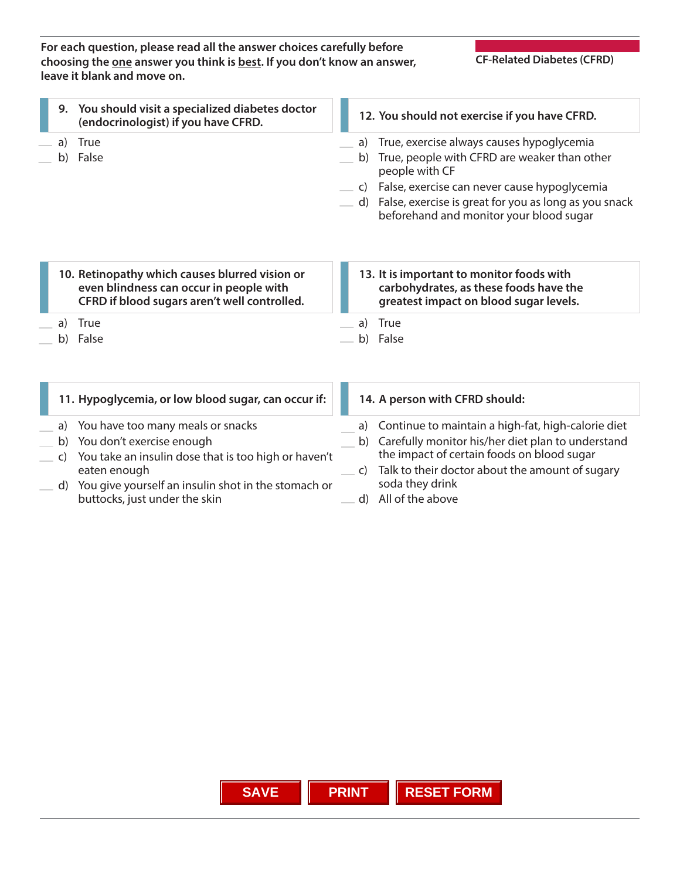**For each question, please read all the answer choices carefully before choosing the one answer you think is best. If you don't know an answer, leave it blank and move on.**

**CF-Related Diabetes (CFRD)**

**9. You should visit a specialized diabetes doctor (endocrinologist) if you have CFRD.**

___ a) True
___ b) False

**10. Retinopathy which causes blurred vision or even blindness can occur in people with CFRD if blood sugars aren't well controlled.**

___ a) True
___ b) False

**11. Hypoglycemia, or low blood sugar, can occur if:**

___ a) You have too many meals or snacks
___ b) You don't exercise enough
___ c) You take an insulin dose that is too high or haven't eaten enough
___ d) You give yourself an insulin shot in the stomach or buttocks, just under the skin

**12. You should not exercise if you have CFRD.**

___ a) True, exercise always causes hypoglycemia
___ b) True, people with CFRD are weaker than other people with CF
___ c) False, exercise can never cause hypoglycemia
___ d) False, exercise is great for you as long as you snack beforehand and monitor your blood sugar

**13. It is important to monitor foods with carbohydrates, as these foods have the greatest impact on blood sugar levels.**

___ a) True
___ b) False

**14. A person with CFRD should:**

___ a) Continue to maintain a high-fat, high-calorie diet
___ b) Carefully monitor his/her diet plan to understand the impact of certain foods on blood sugar
___ c) Talk to their doctor about the amount of sugary soda they drink
___ d) All of the above

SAVE PRINT RESET FORM